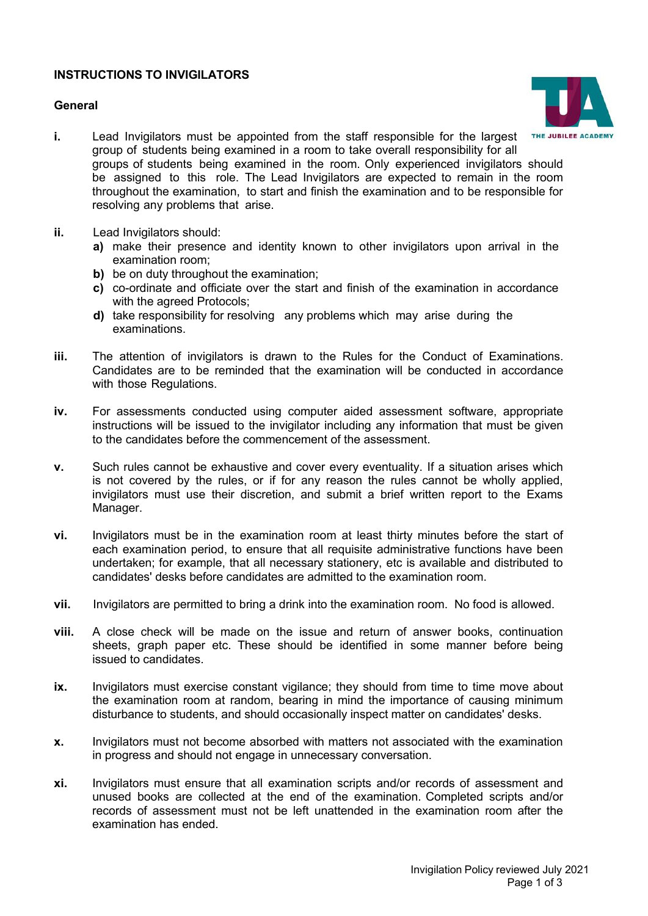## INSTRUCTIONS TO INVIGILATORS

### General

**i.** Lead Invigilators must be appointed from the staff responsible for the largest group of students being examined in a room to take overall responsibility for all groups of students being examined in the room. Only experienced invigilators should be assigned to this role. The Lead Invigilators are expected to remain in the room throughout the examination, to start and finish the examination and to be responsible for resolving any problems that arise.

**ii.** Lead Invigilators should:

- **a)** make their presence and identity known to other invigilators upon arrival in the examination room;
- **b)** be on duty throughout the examination;
- **c)** co-ordinate and officiate over the start and finish of the examination in accordance with the agreed Protocols;
- **d)** take responsibility for resolving any problems which may arise during the examinations.

**iii.** The attention of invigilators is drawn to the Rules for the Conduct of Examinations. Candidates are to be reminded that the examination will be conducted in accordance with those Regulations.

**iv.** For assessments conducted using computer aided assessment software, appropriate instructions will be issued to the invigilator including any information that must be given to the candidates before the commencement of the assessment.

**v.** Such rules cannot be exhaustive and cover every eventuality. If a situation arises which is not covered by the rules, or if for any reason the rules cannot be wholly applied, invigilators must use their discretion, and submit a brief written report to the Exams Manager.

**vi.** Invigilators must be in the examination room at least thirty minutes before the start of each examination period, to ensure that all requisite administrative functions have been undertaken; for example, that all necessary stationery, etc is available and distributed to candidates' desks before candidates are admitted to the examination room.

**vii.** Invigilators are permitted to bring a drink into the examination room. No food is allowed.

**viii.** A close check will be made on the issue and return of answer books, continuation sheets, graph paper etc. These should be identified in some manner before being issued to candidates.

**ix.** Invigilators must exercise constant vigilance; they should from time to time move about the examination room at random, bearing in mind the importance of causing minimum disturbance to students, and should occasionally inspect matter on candidates' desks.

**x.** Invigilators must not become absorbed with matters not associated with the examination in progress and should not engage in unnecessary conversation.

**xi.** Invigilators must ensure that all examination scripts and/or records of assessment and unused books are collected at the end of the examination. Completed scripts and/or records of assessment must not be left unattended in the examination room after the examination has ended.

Invigilation Policy reviewed July 2021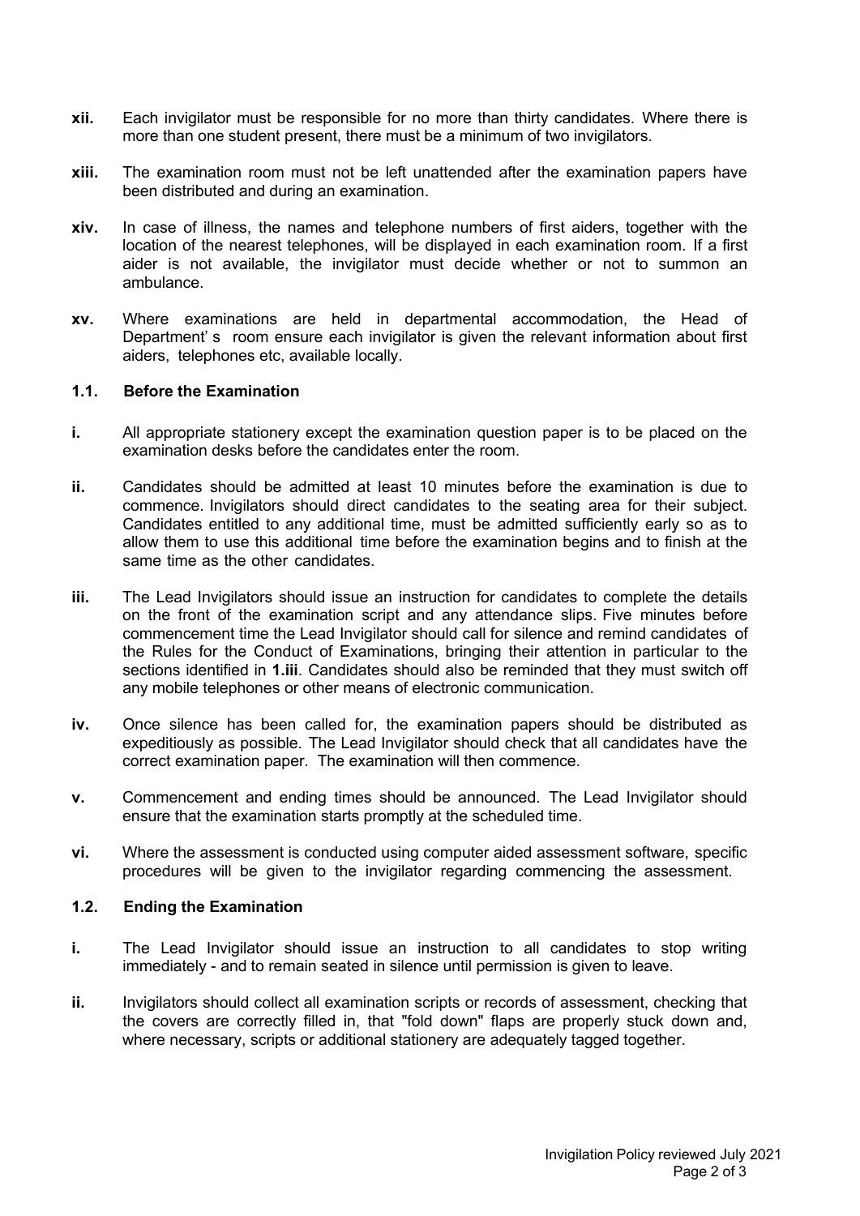**xii.** Each invigilator must be responsible for no more than thirty candidates. Where there is more than one student present, there must be a minimum of two invigilators.

**xiii.** The examination room must not be left unattended after the examination papers have been distributed and during an examination.

**xiv.** In case of illness, the names and telephone numbers of first aiders, together with the location of the nearest telephones, will be displayed in each examination room. If a first aider is not available, the invigilator must decide whether or not to summon an ambulance.

**xv.** Where examinations are held in departmental accommodation, the Head of Department' s room ensure each invigilator is given the relevant information about first aiders, telephones etc, available locally.

### 1.1. Before the Examination

**i.** All appropriate stationery except the examination question paper is to be placed on the examination desks before the candidates enter the room.

**ii.** Candidates should be admitted at least 10 minutes before the examination is due to commence. Invigilators should direct candidates to the seating area for their subject. Candidates entitled to any additional time, must be admitted sufficiently early so as to allow them to use this additional time before the examination begins and to finish at the same time as the other candidates.

**iii.** The Lead Invigilators should issue an instruction for candidates to complete the details on the front of the examination script and any attendance slips. Five minutes before commencement time the Lead Invigilator should call for silence and remind candidates of the Rules for the Conduct of Examinations, bringing their attention in particular to the sections identified in **1.iii**. Candidates should also be reminded that they must switch off any mobile telephones or other means of electronic communication.

**iv.** Once silence has been called for, the examination papers should be distributed as expeditiously as possible. The Lead Invigilator should check that all candidates have the correct examination paper. The examination will then commence.

**v.** Commencement and ending times should be announced. The Lead Invigilator should ensure that the examination starts promptly at the scheduled time.

**vi.** Where the assessment is conducted using computer aided assessment software, specific procedures will be given to the invigilator regarding commencing the assessment.

### 1.2. Ending the Examination

**i.** The Lead Invigilator should issue an instruction to all candidates to stop writing immediately - and to remain seated in silence until permission is given to leave.

**ii.** Invigilators should collect all examination scripts or records of assessment, checking that the covers are correctly filled in, that "fold down" flaps are properly stuck down and, where necessary, scripts or additional stationery are adequately tagged together.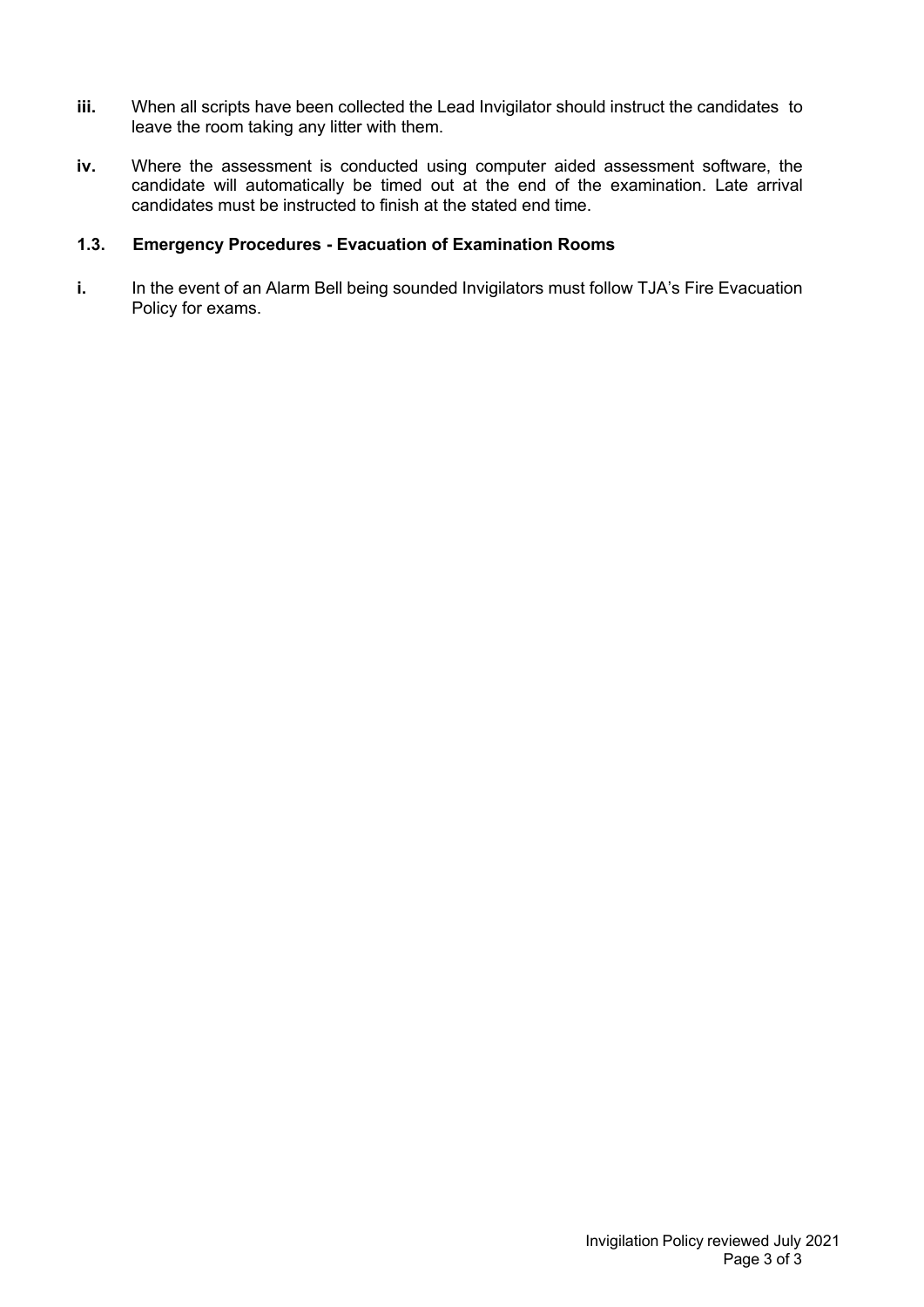**iii.** When all scripts have been collected the Lead Invigilator should instruct the candidates to leave the room taking any litter with them.

**iv.** Where the assessment is conducted using computer aided assessment software, the candidate will automatically be timed out at the end of the examination. Late arrival candidates must be instructed to finish at the stated end time.

### 1.3. Emergency Procedures - Evacuation of Examination Rooms

**i.** In the event of an Alarm Bell being sounded Invigilators must follow TJA's Fire Evacuation Policy for exams.